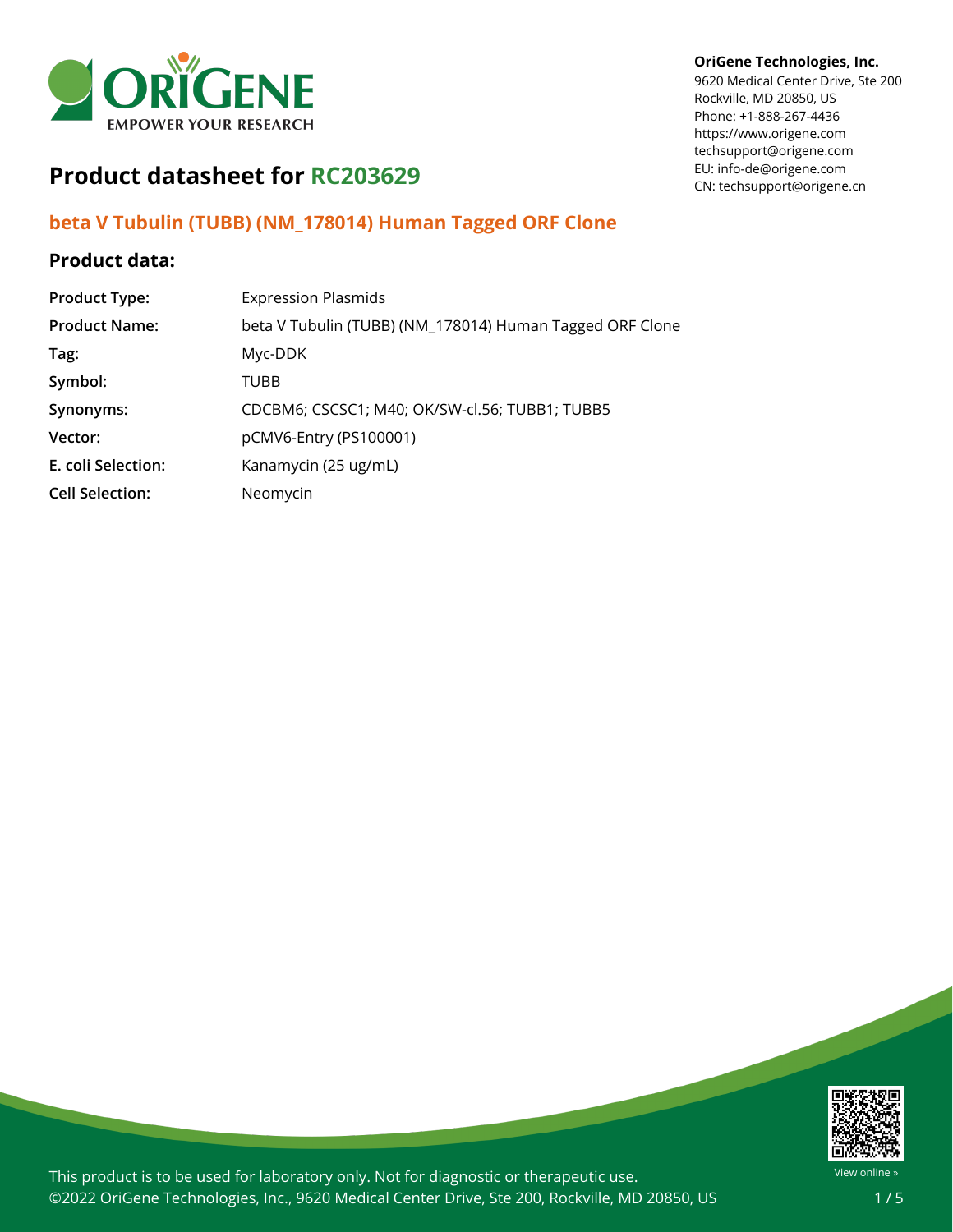**OriGene Technologies, Inc.**
9620 Medical Center Drive, Ste 200
Rockville, MD 20850, US
Phone: +1-888-267-4436
https://www.origene.com
techsupport@origene.com
EU: info-de@origene.com
CN: techsupport@origene.cn

# Product datasheet for RC203629

## beta V Tubulin (TUBB) (NM_178014) Human Tagged ORF Clone

### Product data:

| | |
|---|---|
| **Product Type:** | Expression Plasmids |
| **Product Name:** | beta V Tubulin (TUBB) (NM_178014) Human Tagged ORF Clone |
| **Tag:** | Myc-DDK |
| **Symbol:** | TUBB |
| **Synonyms:** | CDCBM6; CSCSC1; M40; OK/SW-cl.56; TUBB1; TUBB5 |
| **Vector:** | pCMV6-Entry (PS100001) |
| **E. coli Selection:** | Kanamycin (25 ug/mL) |
| **Cell Selection:** | Neomycin |

This product is to be used for laboratory only. Not for diagnostic or therapeutic use.
©2022 OriGene Technologies, Inc., 9620 Medical Center Drive, Ste 200, Rockville, MD 20850, US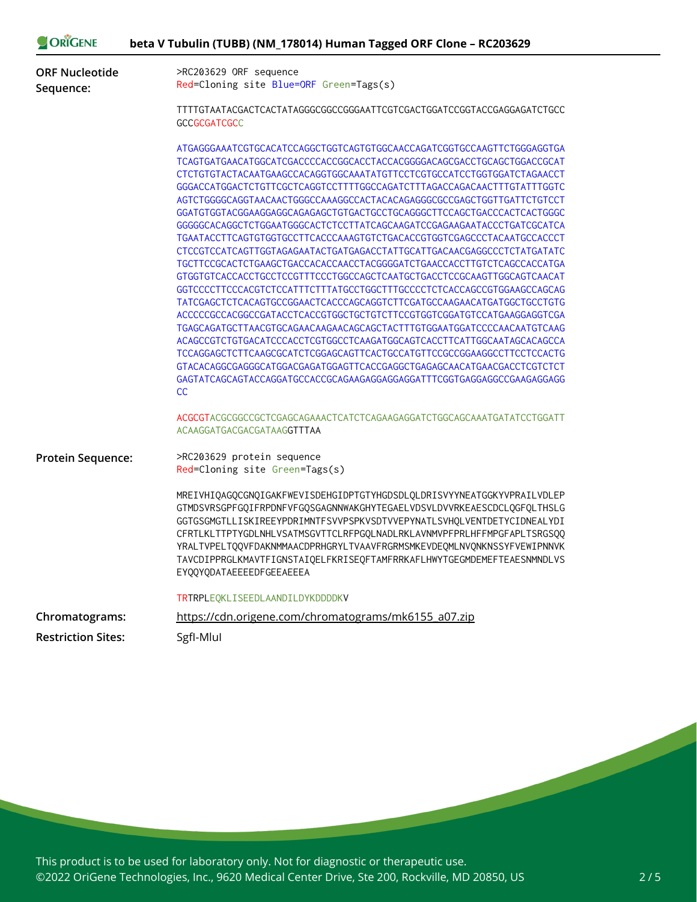| | |
|---|---|
| **ORF Nucleotide Sequence:** | >RC203629 ORF sequence<br>Red=Cloning site Blue=ORF Green=Tags(s)<br><br>TTTTGTAATACGACTCACTATAGGGCGGCCGGGAATTCGTCGACTGGATCCGGTACCGAGGAGATCTGCC<br>GCCGCGATCGCC<br><br>ATGAGGGAAATCGTGCACATCCAGGCTGGTCAGTGTGGCAACCAGATCGGTGCCAAGTTCTGGGAGGTGA<br>TCAGTGATGAACATGGCATCGACCCCACCGGCACCTACCACGGGGACAGCGACCTGCAGCTGGACCGCAT<br>CTCTGTGTACTACAATGAAGCCACAGGTGGCAAATATGTTCCTCGTGCCATCCTGGTGGATCTAGAACCT<br>GGGACCATGGACTCTGTTCGCTCAGGTCCTTTTGGCCAGATCTTTAGACCAGACAACTTTGTATTTGGTC<br>AGTCTGGGGCAGGTAACAACTGGGCCAAAGGCCACTACACAGAGGGCGCCGAGCTGGTTGATTCTGTCCT<br>GGATGTGGTACGGAAGGAGGCAGAGAGCTGTGACTGCCTGCAGGGCTTCCAGCTGACCCACTCACTGGGC<br>GGGGGCACAGGCTCTGGAATGGGCACTCTCCTTATCAGCAAGATCCGAGAAGAATACCCTGATCGCATCA<br>TGAATACCTTCAGTGTGGTGCCTTCACCCAAAGTGTCTGACACCGTGGTCGAGCCCTACAATGCCACCCT<br>CTCCGTCCATCAGTTGGTAGAGAATACTGATGAGACCTATTGCATTGACAACGAGGCCCTCTATGATATC<br>TGCTTCCGCACTCTGAAGCTGACCACACCAACCTACGGGGATCTGAACCACCTTGTCTCAGCCACCATGA<br>GTGGTGTCACCACCTGCCTCCGTTTCCCTGGCCAGCTCAATGCTGACCTCCGCAAGTTGGCAGTCAACAT<br>GGTCCCCTTCCCACGTCTCCATTTCTTTATGCCTGGCTTTGCCCCTCTCACCAGCCGTGGAAGCCAGCAG<br>TATCGAGCTCTCACAGTGCCGGAACTCACCCAGCAGGTCTTCGATGCCAAGAACATGATGGCTGCCTGTG<br>ACCCCCGCCACGGCCGATACCTCACCGTGGCTGCTGTCTTCCGTGGTCGGATGTCCATGAAGGAGGTCGA<br>TGAGCAGATGCTTAACGTGCAGAACAAGAACAGCAGCTACTTTGTGGAATGGATCCCCAACAATGTCAAG<br>ACAGCCGTCTGTGACATCCCACCTCGTGGCCTCAAGATGGCAGTCACCTTCATTGGCAATAGCACAGCCA<br>TCCAGGAGCTCTTCAAGCGCATCTCGGAGCAGTTCACTGCCATGTTCCGCCGGAAGGCCTTCCTCCACTG<br>GTACACAGGCGAGGGCATGGACGAGATGGAGTTCACCGAGGCTGAGAGCAACATGAACGACCTCGTCTCT<br>GAGTATCAGCAGTACCAGGATGCCACCGCAGAAGAGGAGGAGGATTTCGGTGAGGAGGCCGAAGAGGAGG<br>CC<br><br>ACGCGTACGCGGCCGCTCGAGCAGAAACTCATCTCAGAAGAGGATCTGGCAGCAAATGATATCCTGGATT<br>ACAAGGATGACGACGATAAGGTTTAA |
| **Protein Sequence:** | >RC203629 protein sequence<br>Red=Cloning site Green=Tags(s)<br><br>MREIVHIQAGQCGNQIGAKFWEVISDEHGIDPTGTYHGDSDLQLDRISVYYNEATGGKYVPRAILVDLEP<br>GTMDSVRSGPFGQIFRPDNFVFGQSGAGNNWAKGHYTEGAELVDSVLDVVRKEAESCDCLQGFQLTHSLG<br>GGTGSGMGTLLISKIREEYPDRIMNTFSVVPSPKVSDTVVEPYNATLSVHQLVENTDETYCIDNEALYDI<br>CFRTLKLTTPTYGDLNHLVSATMSGVTTCLRFPGQLNADLRKLAVNMVPFPRLHFFMPGFAPLTSRGSQQ<br>YRALTVPELTQQVFDAKNMMAACDPRHGRYLTVAAVFRGRMSMKEVDEQMLNVQNKNSSYFVEWIPNNVK<br>TAVCDIPPRGLKMAVTFIGNSTAIQELFKRISEQFTAMFRRKAFLHWYTGEGMDEMEFTEAESNMNDLVS<br>EYQQYQDATAEEEEDFGEEAEEEA<br><br>TRTRPLEQKLISEEDLAANDILDYKDDDDKV |
| **Chromatograms:** | https://cdn.origene.com/chromatograms/mk6155_a07.zip |
| **Restriction Sites:** | SgfI-MluI |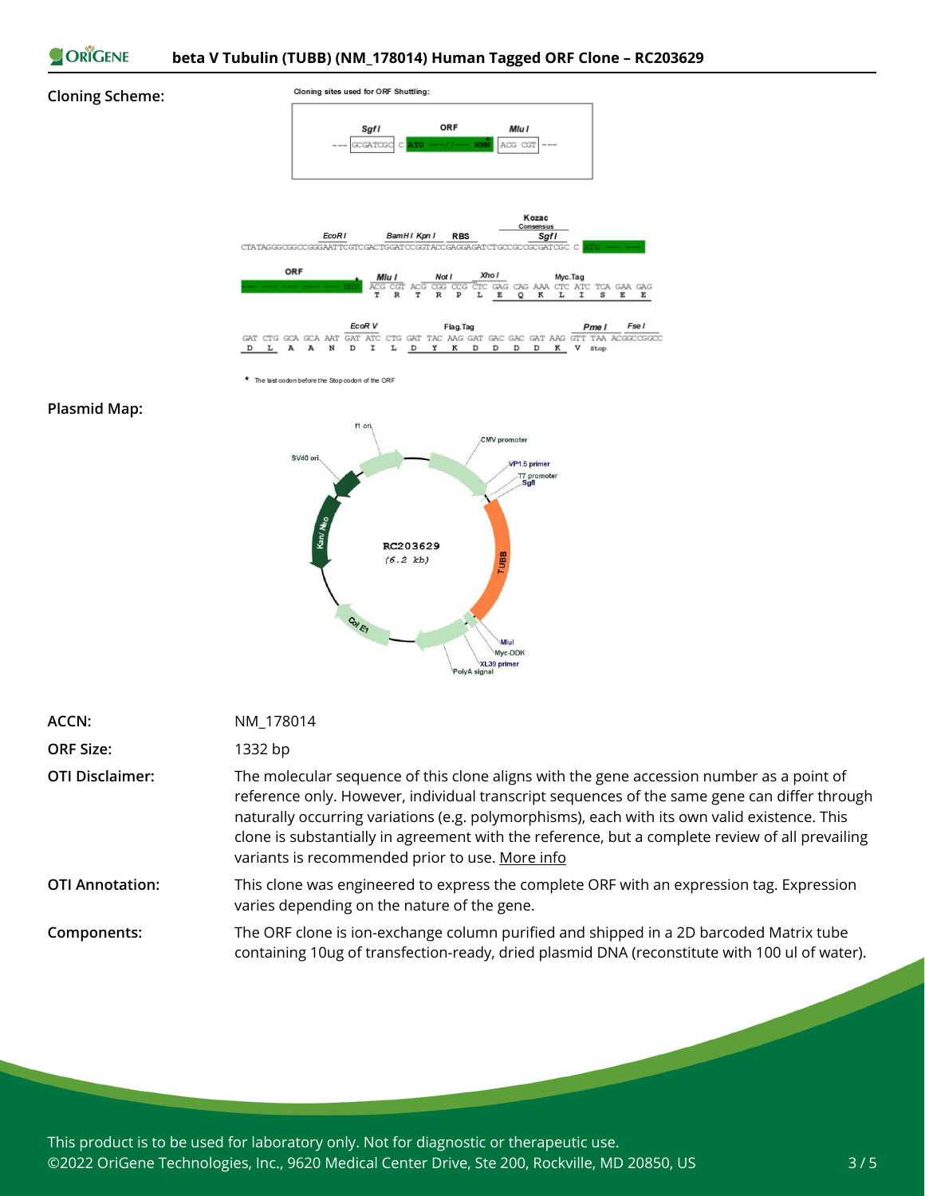**Cloning Scheme:**

Cloning sites used for ORF Shuttling:

```
        SgfI          ORF              MluI
--- GCGATCGC C ATG ---//--- NNN* ACG CGT ---
```

```
                     EcoRI          BamHI KpnI   RBS          Kozac Consensus SgfI
CTATAGGGCGGCCGGGAATTCGTCGACTGGATCCGGTACCGAGGAGATCTGCCGCCGCGATCGC C ATG --- ---
```

```
ORF                       MluI        NotI     XhoI                    Myc.Tag
--- --- --- --- --- NNN*  ACG CGT ACG CGG CCG CTC GAG CAG AAA CTC ATC TCA GAA GAG
                           T   R   T   R   P   L   E   Q   K   L   I   S   E   E
```

```
                        EcoR V                Flag.Tag                      PmeI     FseI
GAT CTG GCA GCA AAT GAT ATC CTG GAT TAC AAG GAT GAC GAC GAT AAG GTT TAA ACGGCCGGCC
 D   L   A   A   N   D   I   L   D   Y   K   D   D   D   D   K   V  stop
```

\* The last codon before the Stop codon of the ORF

**Plasmid Map:**

RC203629 (6.2 kb) — f1 ori, CMV promoter, VP1.5 primer, T7 promoter, SgfI, TUBB, MluI, Myc-DDK, XL39 primer, PolyA signal, Col E1, Kan/Neo, SV40 ori

| | |
|---|---|
| **ACCN:** | NM_178014 |
| **ORF Size:** | 1332 bp |
| **OTI Disclaimer:** | The molecular sequence of this clone aligns with the gene accession number as a point of reference only. However, individual transcript sequences of the same gene can differ through naturally occurring variations (e.g. polymorphisms), each with its own valid existence. This clone is substantially in agreement with the reference, but a complete review of all prevailing variants is recommended prior to use. More info |
| **OTI Annotation:** | This clone was engineered to express the complete ORF with an expression tag. Expression varies depending on the nature of the gene. |
| **Components:** | The ORF clone is ion-exchange column purified and shipped in a 2D barcoded Matrix tube containing 10ug of transfection-ready, dried plasmid DNA (reconstitute with 100 ul of water). |

This product is to be used for laboratory only. Not for diagnostic or therapeutic use.
©2022 OriGene Technologies, Inc., 9620 Medical Center Drive, Ste 200, Rockville, MD 20850, US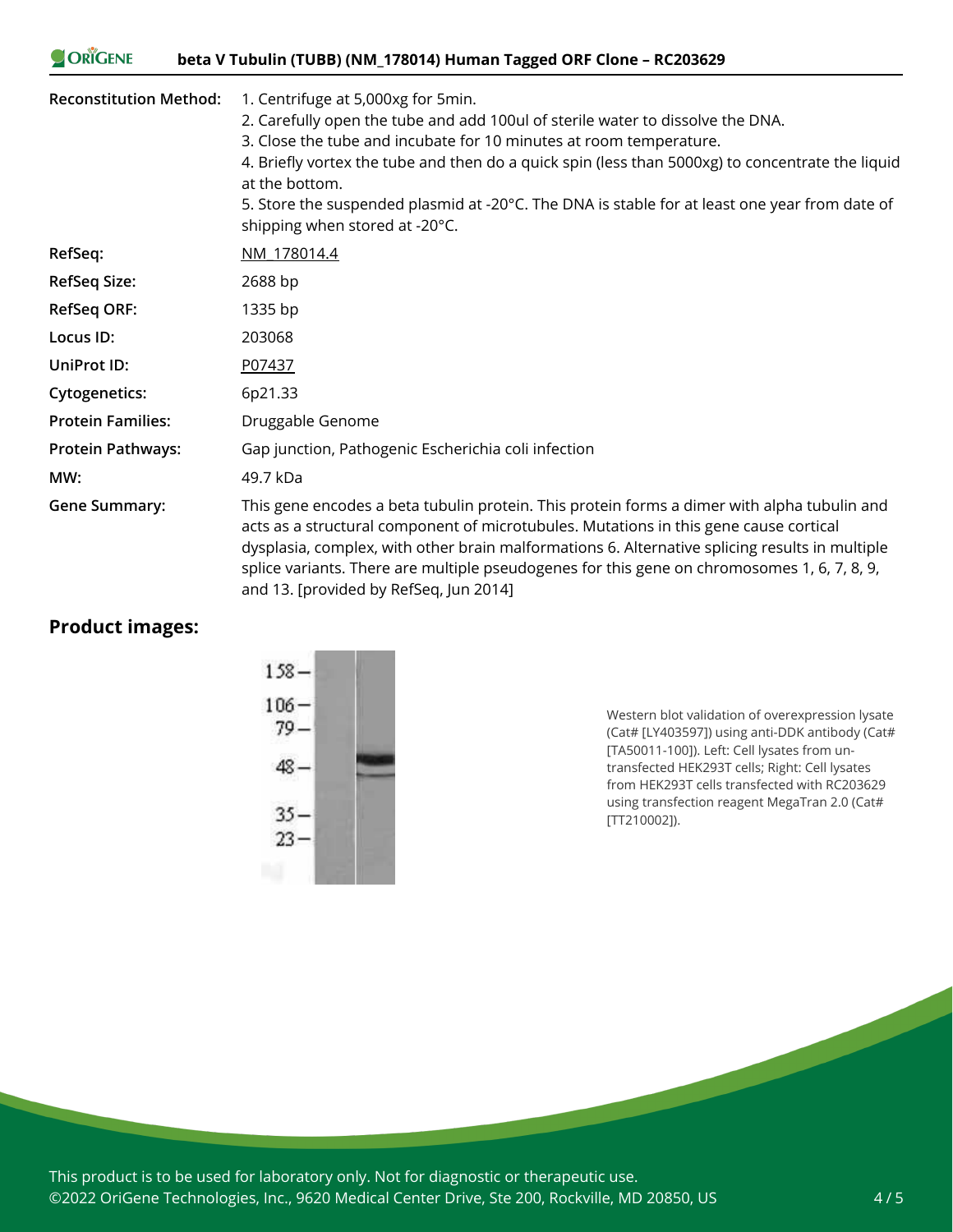| | |
|---|---|
| **Reconstitution Method:** | 1. Centrifuge at 5,000xg for 5min.<br>2. Carefully open the tube and add 100ul of sterile water to dissolve the DNA.<br>3. Close the tube and incubate for 10 minutes at room temperature.<br>4. Briefly vortex the tube and then do a quick spin (less than 5000xg) to concentrate the liquid at the bottom.<br>5. Store the suspended plasmid at -20°C. The DNA is stable for at least one year from date of shipping when stored at -20°C. |
| **RefSeq:** | NM_178014.4 |
| **RefSeq Size:** | 2688 bp |
| **RefSeq ORF:** | 1335 bp |
| **Locus ID:** | 203068 |
| **UniProt ID:** | P07437 |
| **Cytogenetics:** | 6p21.33 |
| **Protein Families:** | Druggable Genome |
| **Protein Pathways:** | Gap junction, Pathogenic Escherichia coli infection |
| **MW:** | 49.7 kDa |
| **Gene Summary:** | This gene encodes a beta tubulin protein. This protein forms a dimer with alpha tubulin and acts as a structural component of microtubules. Mutations in this gene cause cortical dysplasia, complex, with other brain malformations 6. Alternative splicing results in multiple splice variants. There are multiple pseudogenes for this gene on chromosomes 1, 6, 7, 8, 9, and 13. [provided by RefSeq, Jun 2014] |

## Product images:

Western blot validation of overexpression lysate (Cat# [LY403597]) using anti-DDK antibody (Cat# [TA50011-100]). Left: Cell lysates from un-transfected HEK293T cells; Right: Cell lysates from HEK293T cells transfected with RC203629 using transfection reagent MegaTran 2.0 (Cat# [TT210002]).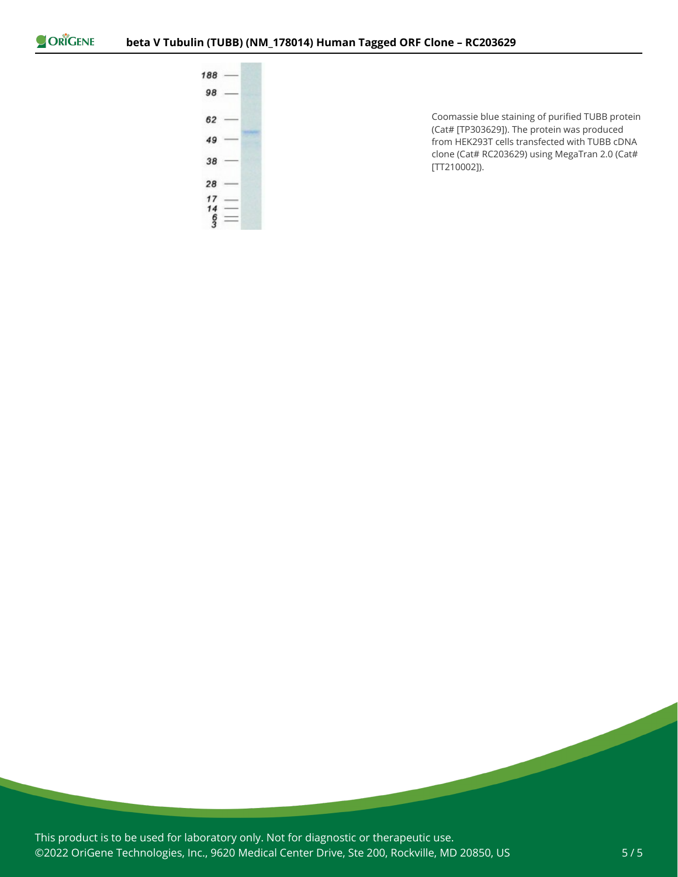188
98
62
49
38
28
17
14
6
3

Coomassie blue staining of purified TUBB protein (Cat# [TP303629]). The protein was produced from HEK293T cells transfected with TUBB cDNA clone (Cat# RC203629) using MegaTran 2.0 (Cat# [TT210002]).